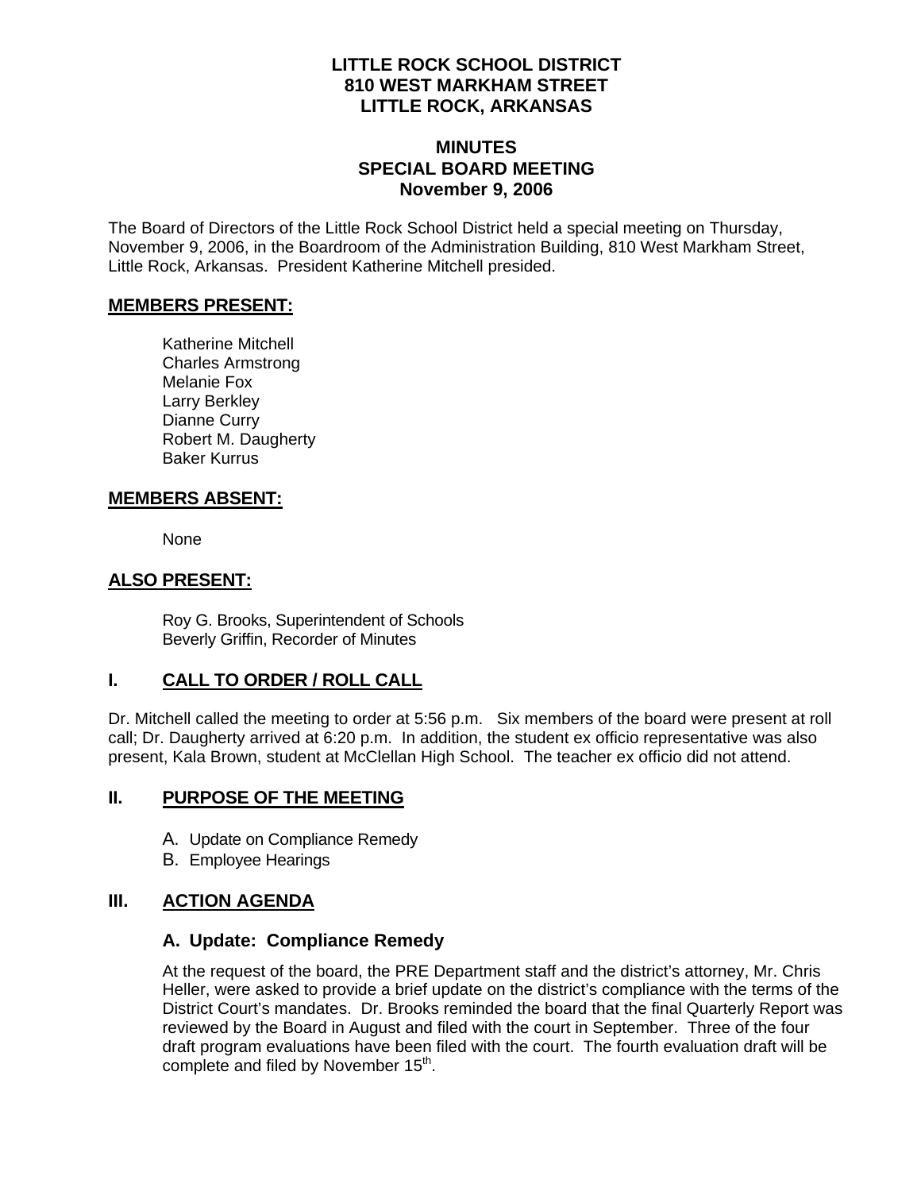# LITTLE ROCK SCHOOL DISTRICT
# 810 WEST MARKHAM STREET
# LITTLE ROCK, ARKANSAS

## MINUTES
## SPECIAL BOARD MEETING
## November 9, 2006

The Board of Directors of the Little Rock School District held a special meeting on Thursday, November 9, 2006, in the Boardroom of the Administration Building, 810 West Markham Street, Little Rock, Arkansas. President Katherine Mitchell presided.

**MEMBERS PRESENT:**

Katherine Mitchell
Charles Armstrong
Melanie Fox
Larry Berkley
Dianne Curry
Robert M. Daugherty
Baker Kurrus

**MEMBERS ABSENT:**

None

**ALSO PRESENT:**

Roy G. Brooks, Superintendent of Schools
Beverly Griffin, Recorder of Minutes

## I. CALL TO ORDER / ROLL CALL

Dr. Mitchell called the meeting to order at 5:56 p.m. Six members of the board were present at roll call; Dr. Daugherty arrived at 6:20 p.m. In addition, the student ex officio representative was also present, Kala Brown, student at McClellan High School. The teacher ex officio did not attend.

## II. PURPOSE OF THE MEETING

A. Update on Compliance Remedy
B. Employee Hearings

## III. ACTION AGENDA

### A. Update: Compliance Remedy

At the request of the board, the PRE Department staff and the district's attorney, Mr. Chris Heller, were asked to provide a brief update on the district's compliance with the terms of the District Court's mandates. Dr. Brooks reminded the board that the final Quarterly Report was reviewed by the Board in August and filed with the court in September. Three of the four draft program evaluations have been filed with the court. The fourth evaluation draft will be complete and filed by November 15th.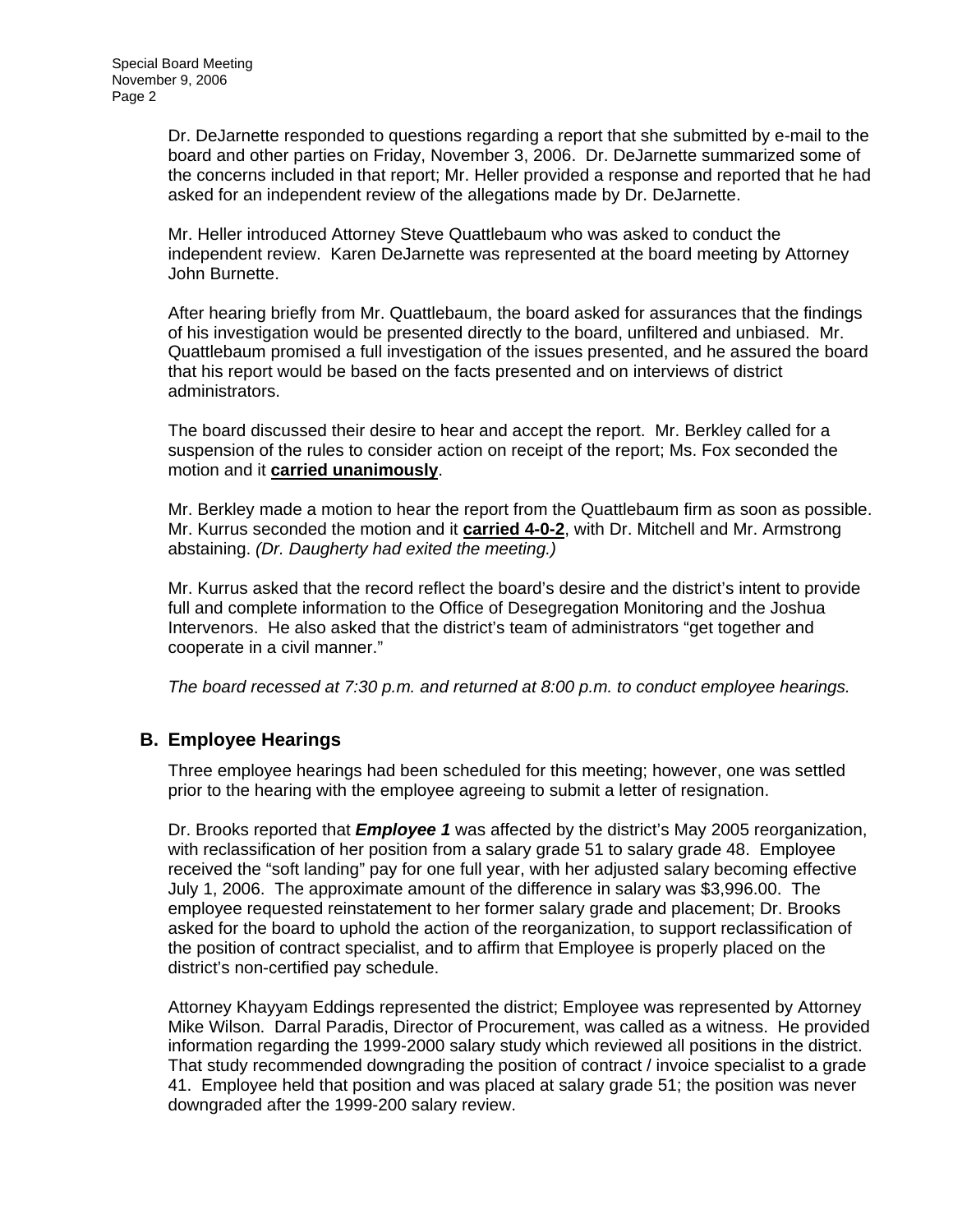Dr. DeJarnette responded to questions regarding a report that she submitted by e-mail to the board and other parties on Friday, November 3, 2006. Dr. DeJarnette summarized some of the concerns included in that report; Mr. Heller provided a response and reported that he had asked for an independent review of the allegations made by Dr. DeJarnette.

Mr. Heller introduced Attorney Steve Quattlebaum who was asked to conduct the independent review. Karen DeJarnette was represented at the board meeting by Attorney John Burnette.

After hearing briefly from Mr. Quattlebaum, the board asked for assurances that the findings of his investigation would be presented directly to the board, unfiltered and unbiased. Mr. Quattlebaum promised a full investigation of the issues presented, and he assured the board that his report would be based on the facts presented and on interviews of district administrators.

The board discussed their desire to hear and accept the report. Mr. Berkley called for a suspension of the rules to consider action on receipt of the report; Ms. Fox seconded the motion and it **carried unanimously**.

Mr. Berkley made a motion to hear the report from the Quattlebaum firm as soon as possible. Mr. Kurrus seconded the motion and it **carried 4-0-2**, with Dr. Mitchell and Mr. Armstrong abstaining. *(Dr. Daugherty had exited the meeting.)*

Mr. Kurrus asked that the record reflect the board's desire and the district's intent to provide full and complete information to the Office of Desegregation Monitoring and the Joshua Intervenors. He also asked that the district's team of administrators "get together and cooperate in a civil manner."

*The board recessed at 7:30 p.m. and returned at 8:00 p.m. to conduct employee hearings.*

## B. Employee Hearings

Three employee hearings had been scheduled for this meeting; however, one was settled prior to the hearing with the employee agreeing to submit a letter of resignation.

Dr. Brooks reported that ***Employee 1*** was affected by the district's May 2005 reorganization, with reclassification of her position from a salary grade 51 to salary grade 48. Employee received the "soft landing" pay for one full year, with her adjusted salary becoming effective July 1, 2006. The approximate amount of the difference in salary was $3,996.00. The employee requested reinstatement to her former salary grade and placement; Dr. Brooks asked for the board to uphold the action of the reorganization, to support reclassification of the position of contract specialist, and to affirm that Employee is properly placed on the district's non-certified pay schedule.

Attorney Khayyam Eddings represented the district; Employee was represented by Attorney Mike Wilson. Darral Paradis, Director of Procurement, was called as a witness. He provided information regarding the 1999-2000 salary study which reviewed all positions in the district. That study recommended downgrading the position of contract / invoice specialist to a grade 41. Employee held that position and was placed at salary grade 51; the position was never downgraded after the 1999-200 salary review.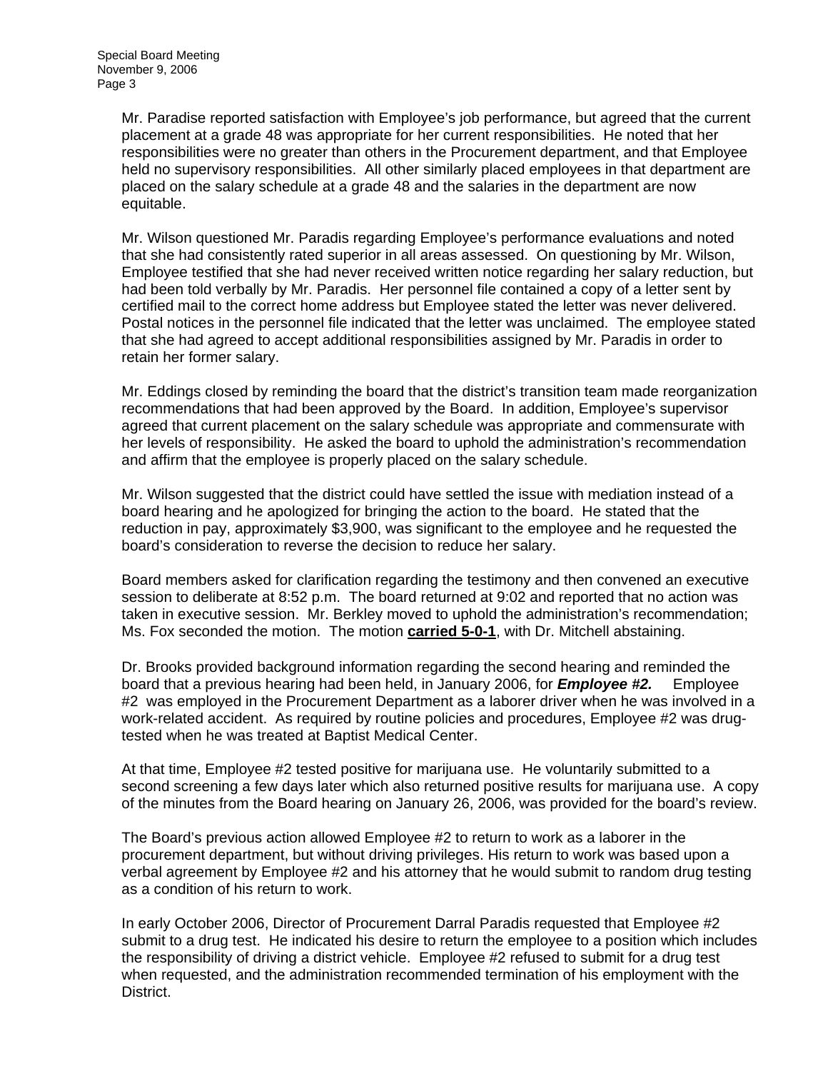Mr. Paradise reported satisfaction with Employee's job performance, but agreed that the current placement at a grade 48 was appropriate for her current responsibilities. He noted that her responsibilities were no greater than others in the Procurement department, and that Employee held no supervisory responsibilities. All other similarly placed employees in that department are placed on the salary schedule at a grade 48 and the salaries in the department are now equitable.

Mr. Wilson questioned Mr. Paradis regarding Employee's performance evaluations and noted that she had consistently rated superior in all areas assessed. On questioning by Mr. Wilson, Employee testified that she had never received written notice regarding her salary reduction, but had been told verbally by Mr. Paradis. Her personnel file contained a copy of a letter sent by certified mail to the correct home address but Employee stated the letter was never delivered. Postal notices in the personnel file indicated that the letter was unclaimed. The employee stated that she had agreed to accept additional responsibilities assigned by Mr. Paradis in order to retain her former salary.

Mr. Eddings closed by reminding the board that the district's transition team made reorganization recommendations that had been approved by the Board. In addition, Employee's supervisor agreed that current placement on the salary schedule was appropriate and commensurate with her levels of responsibility. He asked the board to uphold the administration's recommendation and affirm that the employee is properly placed on the salary schedule.

Mr. Wilson suggested that the district could have settled the issue with mediation instead of a board hearing and he apologized for bringing the action to the board. He stated that the reduction in pay, approximately $3,900, was significant to the employee and he requested the board's consideration to reverse the decision to reduce her salary.

Board members asked for clarification regarding the testimony and then convened an executive session to deliberate at 8:52 p.m. The board returned at 9:02 and reported that no action was taken in executive session. Mr. Berkley moved to uphold the administration's recommendation; Ms. Fox seconded the motion. The motion **carried 5-0-1**, with Dr. Mitchell abstaining.

Dr. Brooks provided background information regarding the second hearing and reminded the board that a previous hearing had been held, in January 2006, for ***Employee #2.*** Employee #2 was employed in the Procurement Department as a laborer driver when he was involved in a work-related accident. As required by routine policies and procedures, Employee #2 was drug-tested when he was treated at Baptist Medical Center.

At that time, Employee #2 tested positive for marijuana use. He voluntarily submitted to a second screening a few days later which also returned positive results for marijuana use. A copy of the minutes from the Board hearing on January 26, 2006, was provided for the board's review.

The Board's previous action allowed Employee #2 to return to work as a laborer in the procurement department, but without driving privileges. His return to work was based upon a verbal agreement by Employee #2 and his attorney that he would submit to random drug testing as a condition of his return to work.

In early October 2006, Director of Procurement Darral Paradis requested that Employee #2 submit to a drug test. He indicated his desire to return the employee to a position which includes the responsibility of driving a district vehicle. Employee #2 refused to submit for a drug test when requested, and the administration recommended termination of his employment with the District.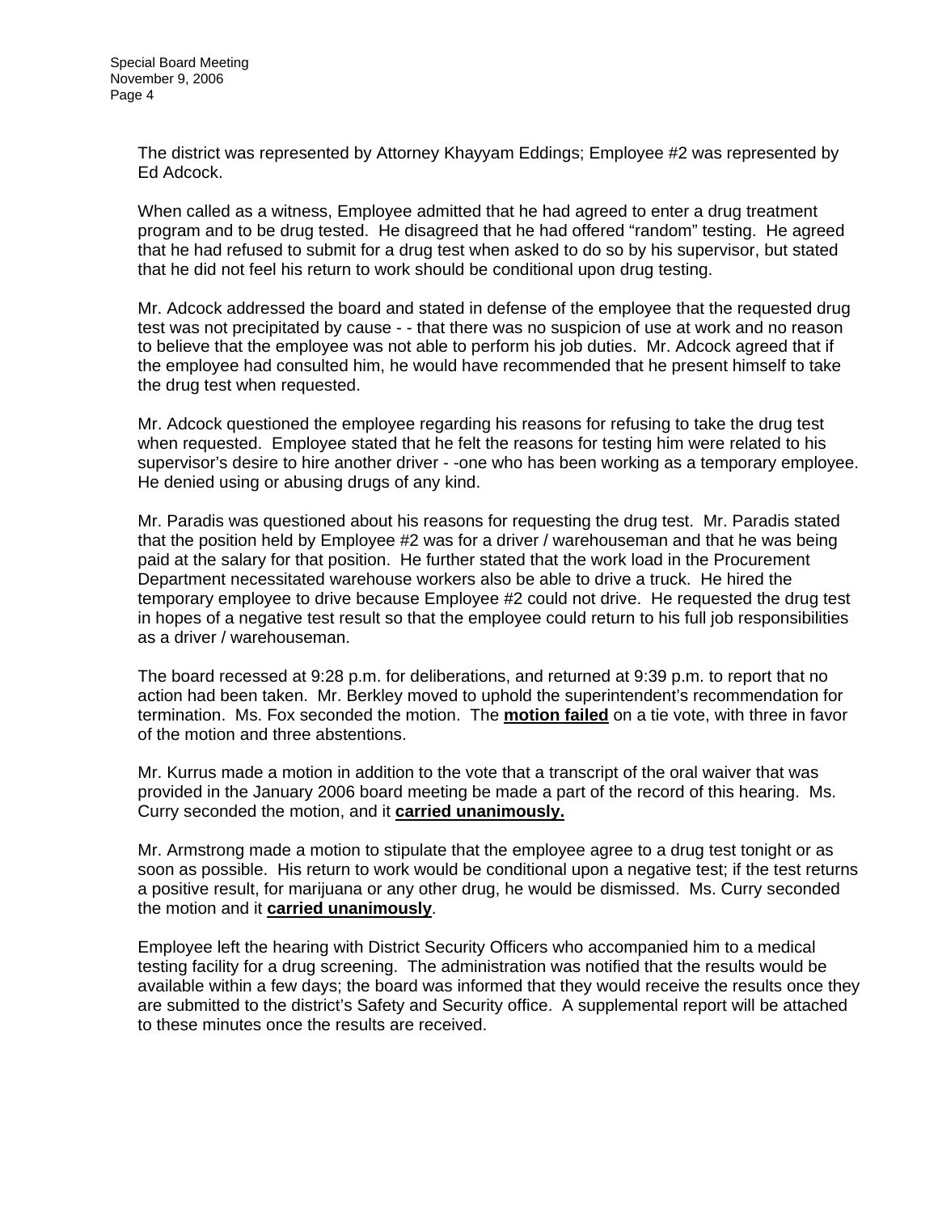The district was represented by Attorney Khayyam Eddings; Employee #2 was represented by Ed Adcock.

When called as a witness, Employee admitted that he had agreed to enter a drug treatment program and to be drug tested. He disagreed that he had offered "random" testing. He agreed that he had refused to submit for a drug test when asked to do so by his supervisor, but stated that he did not feel his return to work should be conditional upon drug testing.

Mr. Adcock addressed the board and stated in defense of the employee that the requested drug test was not precipitated by cause - - that there was no suspicion of use at work and no reason to believe that the employee was not able to perform his job duties. Mr. Adcock agreed that if the employee had consulted him, he would have recommended that he present himself to take the drug test when requested.

Mr. Adcock questioned the employee regarding his reasons for refusing to take the drug test when requested. Employee stated that he felt the reasons for testing him were related to his supervisor's desire to hire another driver - -one who has been working as a temporary employee. He denied using or abusing drugs of any kind.

Mr. Paradis was questioned about his reasons for requesting the drug test. Mr. Paradis stated that the position held by Employee #2 was for a driver / warehouseman and that he was being paid at the salary for that position. He further stated that the work load in the Procurement Department necessitated warehouse workers also be able to drive a truck. He hired the temporary employee to drive because Employee #2 could not drive. He requested the drug test in hopes of a negative test result so that the employee could return to his full job responsibilities as a driver / warehouseman.

The board recessed at 9:28 p.m. for deliberations, and returned at 9:39 p.m. to report that no action had been taken. Mr. Berkley moved to uphold the superintendent's recommendation for termination. Ms. Fox seconded the motion. The **motion failed** on a tie vote, with three in favor of the motion and three abstentions.

Mr. Kurrus made a motion in addition to the vote that a transcript of the oral waiver that was provided in the January 2006 board meeting be made a part of the record of this hearing. Ms. Curry seconded the motion, and it **carried unanimously.**

Mr. Armstrong made a motion to stipulate that the employee agree to a drug test tonight or as soon as possible. His return to work would be conditional upon a negative test; if the test returns a positive result, for marijuana or any other drug, he would be dismissed. Ms. Curry seconded the motion and it **carried unanimously**.

Employee left the hearing with District Security Officers who accompanied him to a medical testing facility for a drug screening. The administration was notified that the results would be available within a few days; the board was informed that they would receive the results once they are submitted to the district's Safety and Security office. A supplemental report will be attached to these minutes once the results are received.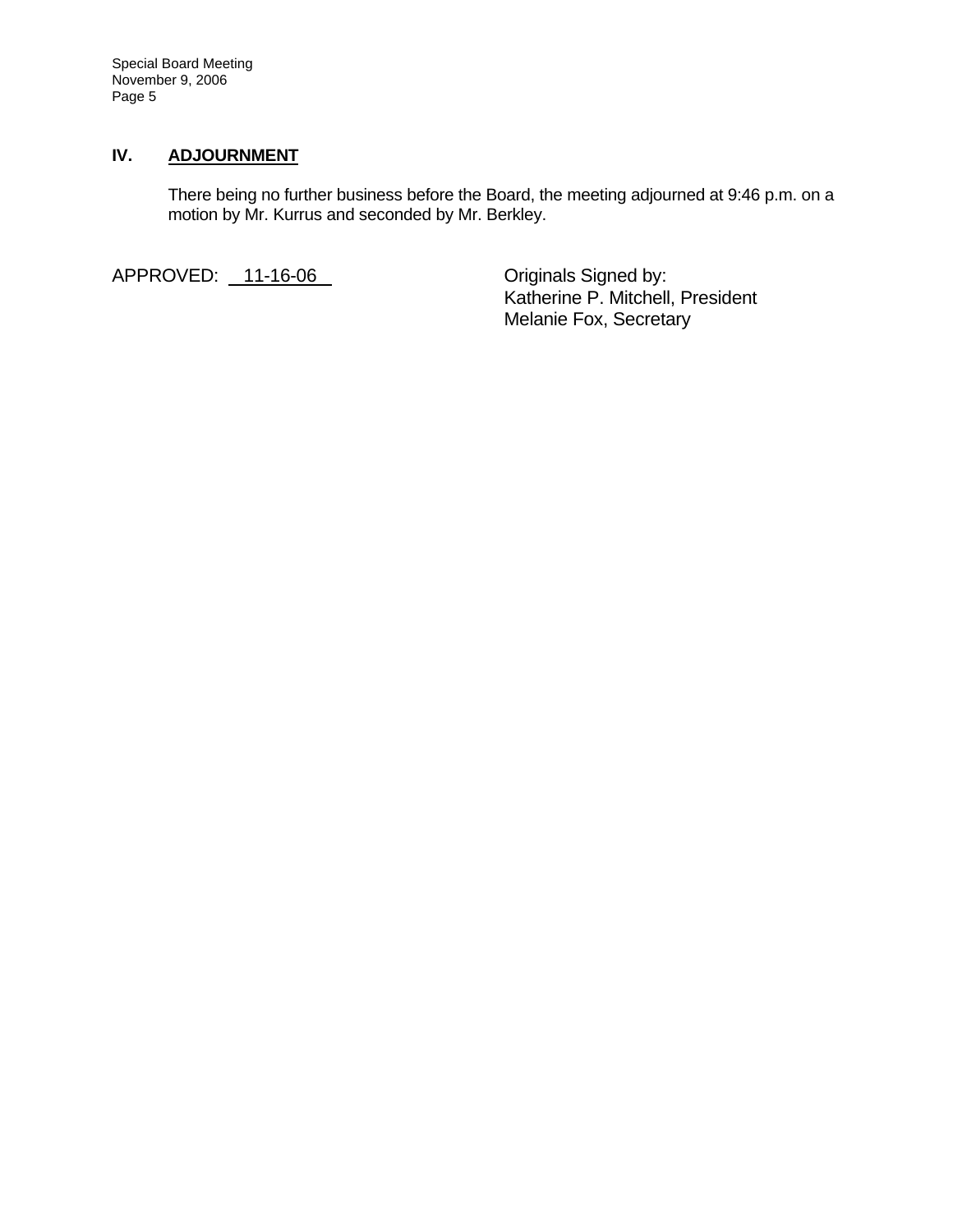## IV. ADJOURNMENT

There being no further business before the Board, the meeting adjourned at 9:46 p.m. on a motion by Mr. Kurrus and seconded by Mr. Berkley.

APPROVED: 11-16-06

Originals Signed by:
Katherine P. Mitchell, President
Melanie Fox, Secretary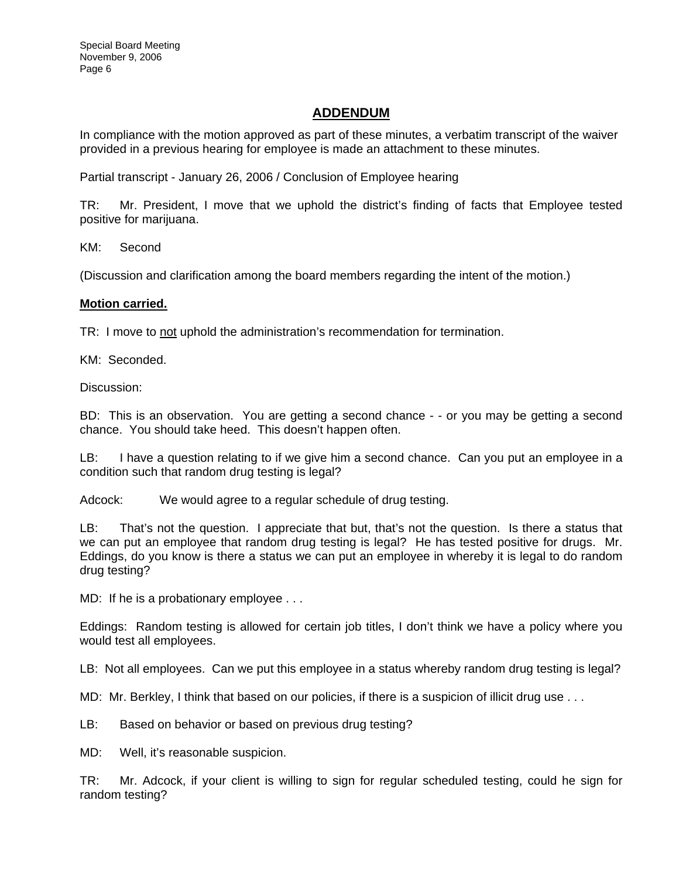## ADDENDUM

In compliance with the motion approved as part of these minutes, a verbatim transcript of the waiver provided in a previous hearing for employee is made an attachment to these minutes.

Partial transcript - January 26, 2006 / Conclusion of Employee hearing

TR: Mr. President, I move that we uphold the district's finding of facts that Employee tested positive for marijuana.

KM: Second

(Discussion and clarification among the board members regarding the intent of the motion.)

**Motion carried.**

TR: I move to <u>not</u> uphold the administration's recommendation for termination.

KM: Seconded.

Discussion:

BD: This is an observation. You are getting a second chance - - or you may be getting a second chance. You should take heed. This doesn't happen often.

LB: I have a question relating to if we give him a second chance. Can you put an employee in a condition such that random drug testing is legal?

Adcock: We would agree to a regular schedule of drug testing.

LB: That's not the question. I appreciate that but, that's not the question. Is there a status that we can put an employee that random drug testing is legal? He has tested positive for drugs. Mr. Eddings, do you know is there a status we can put an employee in whereby it is legal to do random drug testing?

MD: If he is a probationary employee . . .

Eddings: Random testing is allowed for certain job titles, I don't think we have a policy where you would test all employees.

LB: Not all employees. Can we put this employee in a status whereby random drug testing is legal?

MD: Mr. Berkley, I think that based on our policies, if there is a suspicion of illicit drug use . . .

LB: Based on behavior or based on previous drug testing?

MD: Well, it's reasonable suspicion.

TR: Mr. Adcock, if your client is willing to sign for regular scheduled testing, could he sign for random testing?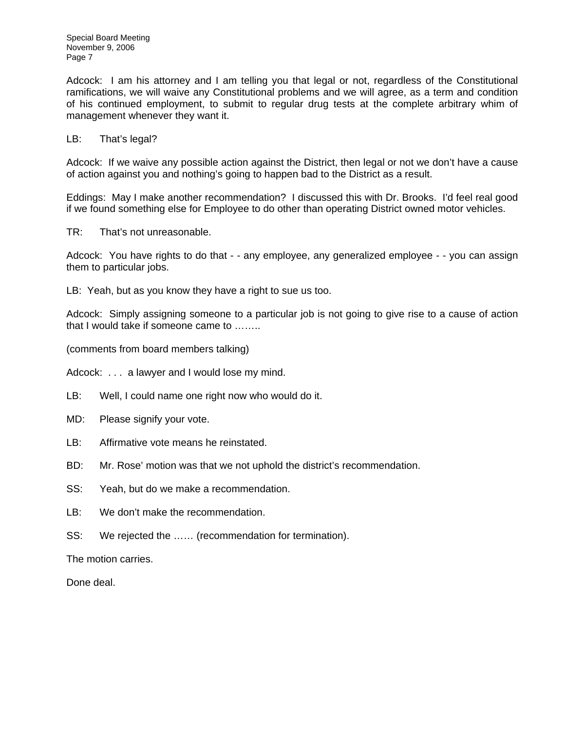Adcock: I am his attorney and I am telling you that legal or not, regardless of the Constitutional ramifications, we will waive any Constitutional problems and we will agree, as a term and condition of his continued employment, to submit to regular drug tests at the complete arbitrary whim of management whenever they want it.

LB: That's legal?

Adcock: If we waive any possible action against the District, then legal or not we don't have a cause of action against you and nothing's going to happen bad to the District as a result.

Eddings: May I make another recommendation? I discussed this with Dr. Brooks. I'd feel real good if we found something else for Employee to do other than operating District owned motor vehicles.

TR: That's not unreasonable.

Adcock: You have rights to do that - - any employee, any generalized employee - - you can assign them to particular jobs.

LB: Yeah, but as you know they have a right to sue us too.

Adcock: Simply assigning someone to a particular job is not going to give rise to a cause of action that I would take if someone came to ……..

(comments from board members talking)

Adcock: . . . a lawyer and I would lose my mind.

LB: Well, I could name one right now who would do it.

MD: Please signify your vote.

LB: Affirmative vote means he reinstated.

BD: Mr. Rose' motion was that we not uphold the district's recommendation.

SS: Yeah, but do we make a recommendation.

LB: We don't make the recommendation.

SS: We rejected the …… (recommendation for termination).

The motion carries.

Done deal.